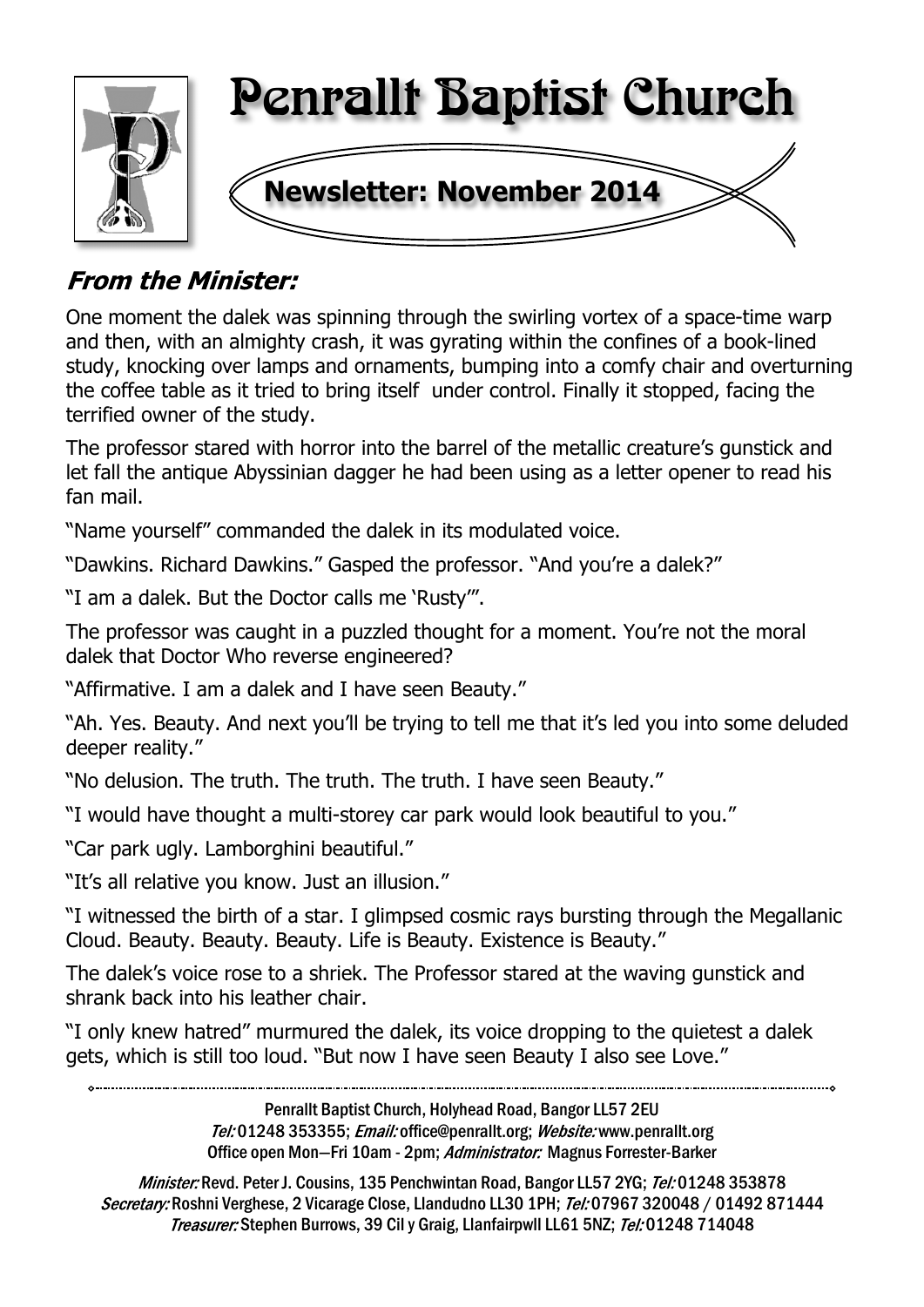# Penrallt Baptist Church

## Newsletter: November 2014

### *From the Minister:*

One moment the dalek was spinning through the swirling vortex of a space-time warp and then, with an almighty crash, it was gyrating within the confines of a book-lined study, knocking over lamps and ornaments, bumping into a comfy chair and overturning the coffee table as it tried to bring itself under control. Finally it stopped, facing the terrified owner of the study.

The professor stared with horror into the barrel of the metallic creature's gunstick and let fall the antique Abyssinian dagger he had been using as a letter opener to read his fan mail.

"Name yourself" commanded the dalek in its modulated voice.

"Dawkins. Richard Dawkins." Gasped the professor. "And you're a dalek?"

"I am a dalek. But the Doctor calls me 'Rusty'".

The professor was caught in a puzzled thought for a moment. You're not the moral dalek that Doctor Who reverse engineered?

"Affirmative. I am a dalek and I have seen Beauty."

"Ah. Yes. Beauty. And next you'll be trying to tell me that it's led you into some deluded deeper reality."

"No delusion. The truth. The truth. The truth. I have seen Beauty."

"I would have thought a multi-storey car park would look beautiful to you."

"Car park ugly. Lamborghini beautiful."

"It's all relative you know. Just an illusion."

"I witnessed the birth of a star. I glimpsed cosmic rays bursting through the Megallanic Cloud. Beauty. Beauty. Beauty. Life is Beauty. Existence is Beauty."

The dalek's voice rose to a shriek. The Professor stared at the waving gunstick and shrank back into his leather chair.

"I only knew hatred" murmured the dalek, its voice dropping to the quietest a dalek gets, which is still too loud. "But now I have seen Beauty I also see Love."

---

Penrallt Baptist Church, Holyhead Road, Bangor LL57 2EU
*Tel:* 01248 353355; *Email:* office@penrallt.org; *Website:* www.penrallt.org
Office open Mon—Fri 10am - 2pm; *Administrator:* Magnus Forrester-Barker

*Minister:* Revd. Peter J. Cousins, 135 Penchwintan Road, Bangor LL57 2YG; *Tel:* 01248 353878
*Secretary:* Roshni Verghese, 2 Vicarage Close, Llandudno LL30 1PH; *Tel:* 07967 320048 / 01492 871444
*Treasurer:* Stephen Burrows, 39 Cil y Graig, Llanfairpwll LL61 5NZ; *Tel:* 01248 714048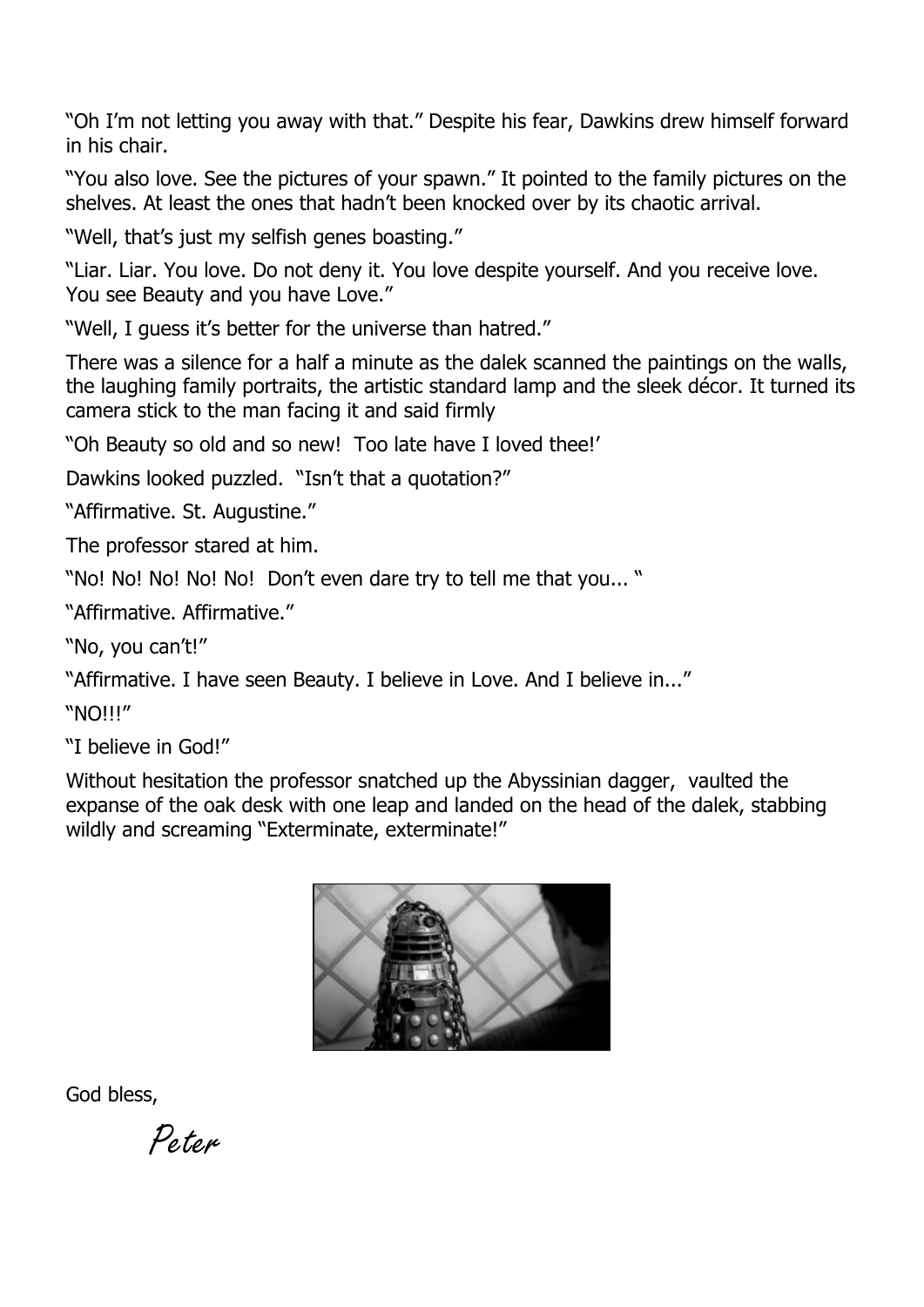"Oh I'm not letting you away with that." Despite his fear, Dawkins drew himself forward in his chair.

"You also love. See the pictures of your spawn." It pointed to the family pictures on the shelves. At least the ones that hadn't been knocked over by its chaotic arrival.

"Well, that's just my selfish genes boasting."

"Liar. Liar. You love. Do not deny it. You love despite yourself. And you receive love. You see Beauty and you have Love."

"Well, I guess it's better for the universe than hatred."

There was a silence for a half a minute as the dalek scanned the paintings on the walls, the laughing family portraits, the artistic standard lamp and the sleek décor. It turned its camera stick to the man facing it and said firmly

"Oh Beauty so old and so new! Too late have I loved thee!'

Dawkins looked puzzled. "Isn't that a quotation?"

"Affirmative. St. Augustine."

The professor stared at him.

"No! No! No! No! No! Don't even dare try to tell me that you... "

"Affirmative. Affirmative."

"No, you can't!"

"Affirmative. I have seen Beauty. I believe in Love. And I believe in..."

"NO!!!"

"I believe in God!"

Without hesitation the professor snatched up the Abyssinian dagger, vaulted the expanse of the oak desk with one leap and landed on the head of the dalek, stabbing wildly and screaming "Exterminate, exterminate!"

God bless,

*Peter*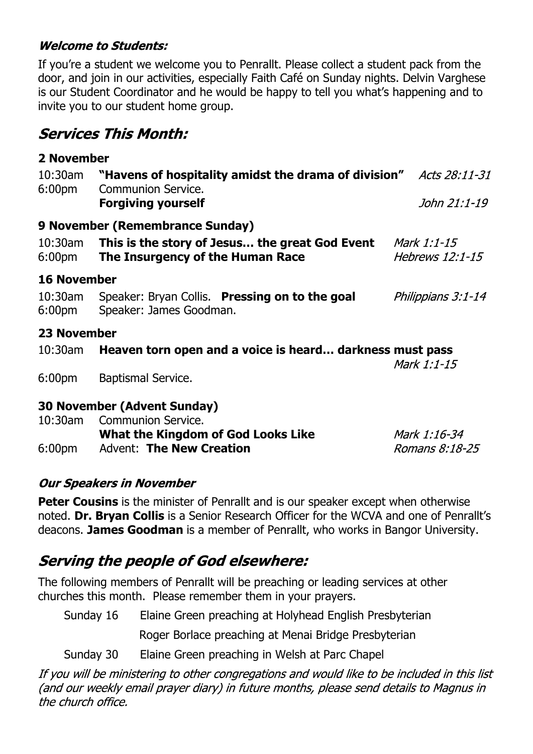### *Welcome to Students:*

If you're a student we welcome you to Penrallt. Please collect a student pack from the door, and join in our activities, especially Faith Café on Sunday nights. Delvin Varghese is our Student Coordinator and he would be happy to tell you what's happening and to invite you to our student home group.

## *Services This Month:*

**2 November**

10:30am **"Havens of hospitality amidst the drama of division"** *Acts 28:11-31*
6:00pm Communion Service.
**Forgiving yourself** *John 21:1-19*

**9 November (Remembrance Sunday)**

10:30am **This is the story of Jesus… the great God Event** *Mark 1:1-15*
6:00pm **The Insurgency of the Human Race** *Hebrews 12:1-15*

**16 November**

10:30am Speaker: Bryan Collis. **Pressing on to the goal** *Philippians 3:1-14*
6:00pm Speaker: James Goodman.

**23 November**

10:30am **Heaven torn open and a voice is heard… darkness must pass** *Mark 1:1-15*
6:00pm Baptismal Service.

**30 November (Advent Sunday)**

10:30am Communion Service.
**What the Kingdom of God Looks Like** *Mark 1:16-34*
6:00pm Advent: **The New Creation** *Romans 8:18-25*

### *Our Speakers in November*

**Peter Cousins** is the minister of Penrallt and is our speaker except when otherwise noted. **Dr. Bryan Collis** is a Senior Research Officer for the WCVA and one of Penrallt's deacons. **James Goodman** is a member of Penrallt, who works in Bangor University.

## *Serving the people of God elsewhere:*

The following members of Penrallt will be preaching or leading services at other churches this month. Please remember them in your prayers.

Sunday 16 Elaine Green preaching at Holyhead English Presbyterian
Roger Borlace preaching at Menai Bridge Presbyterian

Sunday 30 Elaine Green preaching in Welsh at Parc Chapel

*If you will be ministering to other congregations and would like to be included in this list (and our weekly email prayer diary) in future months, please send details to Magnus in the church office.*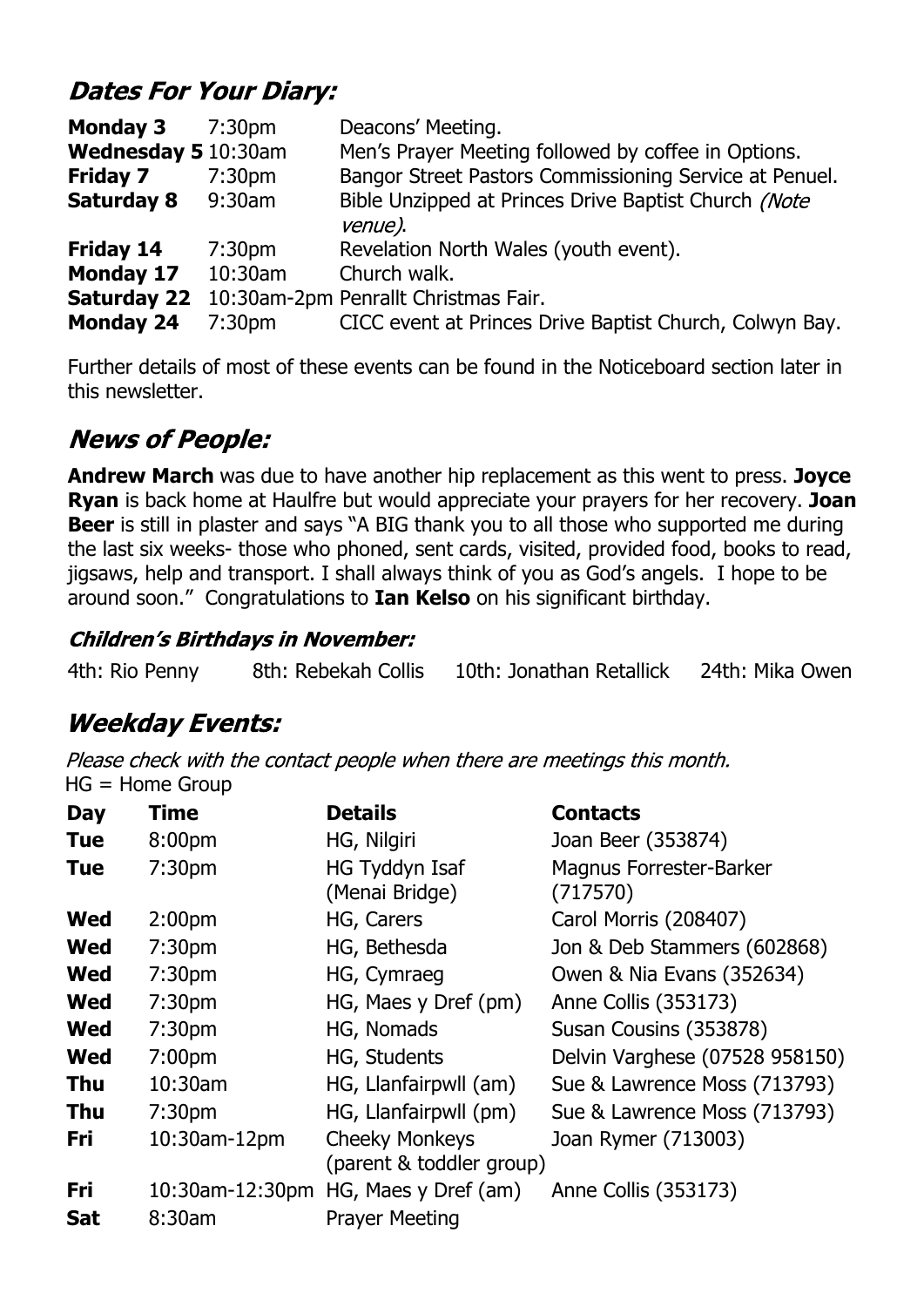## Dates For Your Diary:

| | | |
|---|---|---|
| **Monday 3** | 7:30pm | Deacons' Meeting. |
| **Wednesday 5** | 10:30am | Men's Prayer Meeting followed by coffee in Options. |
| **Friday 7** | 7:30pm | Bangor Street Pastors Commissioning Service at Penuel. |
| **Saturday 8** | 9:30am | Bible Unzipped at Princes Drive Baptist Church *(Note venue)*. |
| **Friday 14** | 7:30pm | Revelation North Wales (youth event). |
| **Monday 17** | 10:30am | Church walk. |
| **Saturday 22** | 10:30am-2pm | Penrallt Christmas Fair. |
| **Monday 24** | 7:30pm | CICC event at Princes Drive Baptist Church, Colwyn Bay. |

Further details of most of these events can be found in the Noticeboard section later in this newsletter.

## News of People:

**Andrew March** was due to have another hip replacement as this went to press. **Joyce Ryan** is back home at Haulfre but would appreciate your prayers for her recovery. **Joan Beer** is still in plaster and says "A BIG thank you to all those who supported me during the last six weeks- those who phoned, sent cards, visited, provided food, books to read, jigsaws, help and transport. I shall always think of you as God's angels. I hope to be around soon." Congratulations to **Ian Kelso** on his significant birthday.

### Children's Birthdays in November:

4th: Rio Penny    8th: Rebekah Collis    10th: Jonathan Retallick    24th: Mika Owen

## Weekday Events:

*Please check with the contact people when there are meetings this month.*
HG = Home Group

| Day | Time | Details | Contacts |
|---|---|---|---|
| **Tue** | 8:00pm | HG, Nilgiri | Joan Beer (353874) |
| **Tue** | 7:30pm | HG Tyddyn Isaf (Menai Bridge) | Magnus Forrester-Barker (717570) |
| **Wed** | 2:00pm | HG, Carers | Carol Morris (208407) |
| **Wed** | 7:30pm | HG, Bethesda | Jon & Deb Stammers (602868) |
| **Wed** | 7:30pm | HG, Cymraeg | Owen & Nia Evans (352634) |
| **Wed** | 7:30pm | HG, Maes y Dref (pm) | Anne Collis (353173) |
| **Wed** | 7:30pm | HG, Nomads | Susan Cousins (353878) |
| **Wed** | 7:00pm | HG, Students | Delvin Varghese (07528 958150) |
| **Thu** | 10:30am | HG, Llanfairpwll (am) | Sue & Lawrence Moss (713793) |
| **Thu** | 7:30pm | HG, Llanfairpwll (pm) | Sue & Lawrence Moss (713793) |
| **Fri** | 10:30am-12pm | Cheeky Monkeys (parent & toddler group) | Joan Rymer (713003) |
| **Fri** | 10:30am-12:30pm | HG, Maes y Dref (am) | Anne Collis (353173) |
| **Sat** | 8:30am | Prayer Meeting | |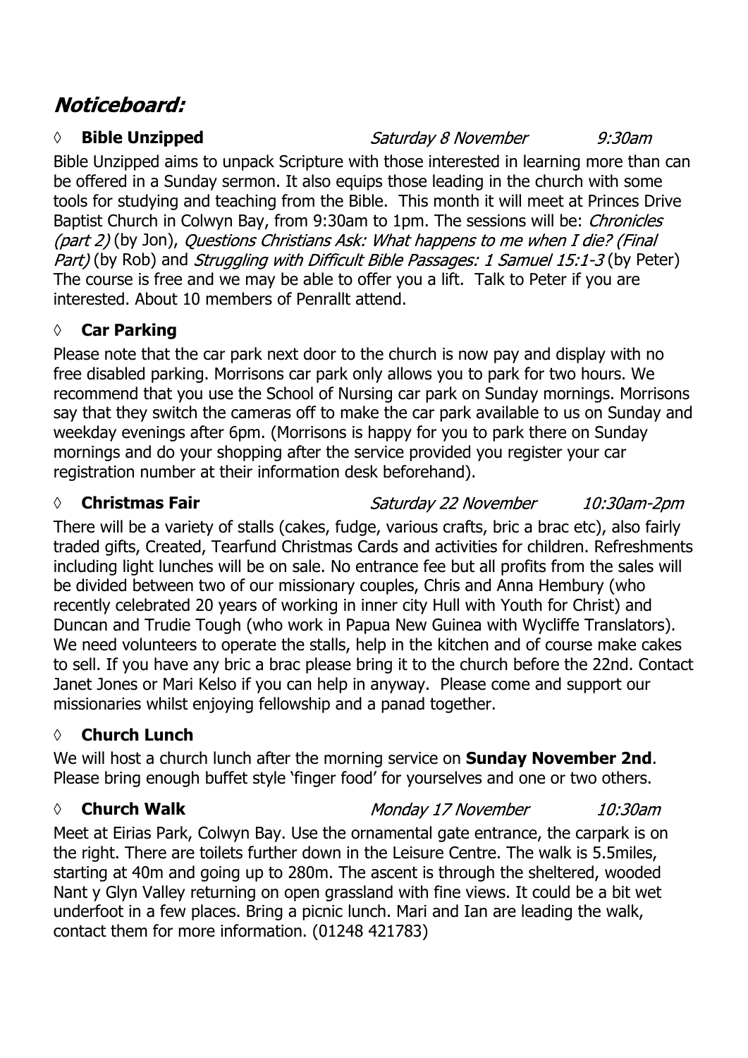## *Noticeboard:*

◊ **Bible Unzipped** *Saturday 8 November* *9:30am*

Bible Unzipped aims to unpack Scripture with those interested in learning more than can be offered in a Sunday sermon. It also equips those leading in the church with some tools for studying and teaching from the Bible. This month it will meet at Princes Drive Baptist Church in Colwyn Bay, from 9:30am to 1pm. The sessions will be: *Chronicles (part 2)* (by Jon), *Questions Christians Ask: What happens to me when I die? (Final Part)* (by Rob) and *Struggling with Difficult Bible Passages: 1 Samuel 15:1-3* (by Peter) The course is free and we may be able to offer you a lift. Talk to Peter if you are interested. About 10 members of Penrallt attend.

◊ **Car Parking**

Please note that the car park next door to the church is now pay and display with no free disabled parking. Morrisons car park only allows you to park for two hours. We recommend that you use the School of Nursing car park on Sunday mornings. Morrisons say that they switch the cameras off to make the car park available to us on Sunday and weekday evenings after 6pm. (Morrisons is happy for you to park there on Sunday mornings and do your shopping after the service provided you register your car registration number at their information desk beforehand).

◊ **Christmas Fair** *Saturday 22 November* *10:30am-2pm*

There will be a variety of stalls (cakes, fudge, various crafts, bric a brac etc), also fairly traded gifts, Created, Tearfund Christmas Cards and activities for children. Refreshments including light lunches will be on sale. No entrance fee but all profits from the sales will be divided between two of our missionary couples, Chris and Anna Hembury (who recently celebrated 20 years of working in inner city Hull with Youth for Christ) and Duncan and Trudie Tough (who work in Papua New Guinea with Wycliffe Translators). We need volunteers to operate the stalls, help in the kitchen and of course make cakes to sell. If you have any bric a brac please bring it to the church before the 22nd. Contact Janet Jones or Mari Kelso if you can help in anyway. Please come and support our missionaries whilst enjoying fellowship and a panad together.

◊ **Church Lunch**

We will host a church lunch after the morning service on **Sunday November 2nd**. Please bring enough buffet style 'finger food' for yourselves and one or two others.

◊ **Church Walk** *Monday 17 November* *10:30am*

Meet at Eirias Park, Colwyn Bay. Use the ornamental gate entrance, the carpark is on the right. There are toilets further down in the Leisure Centre. The walk is 5.5miles, starting at 40m and going up to 280m. The ascent is through the sheltered, wooded Nant y Glyn Valley returning on open grassland with fine views. It could be a bit wet underfoot in a few places. Bring a picnic lunch. Mari and Ian are leading the walk, contact them for more information. (01248 421783)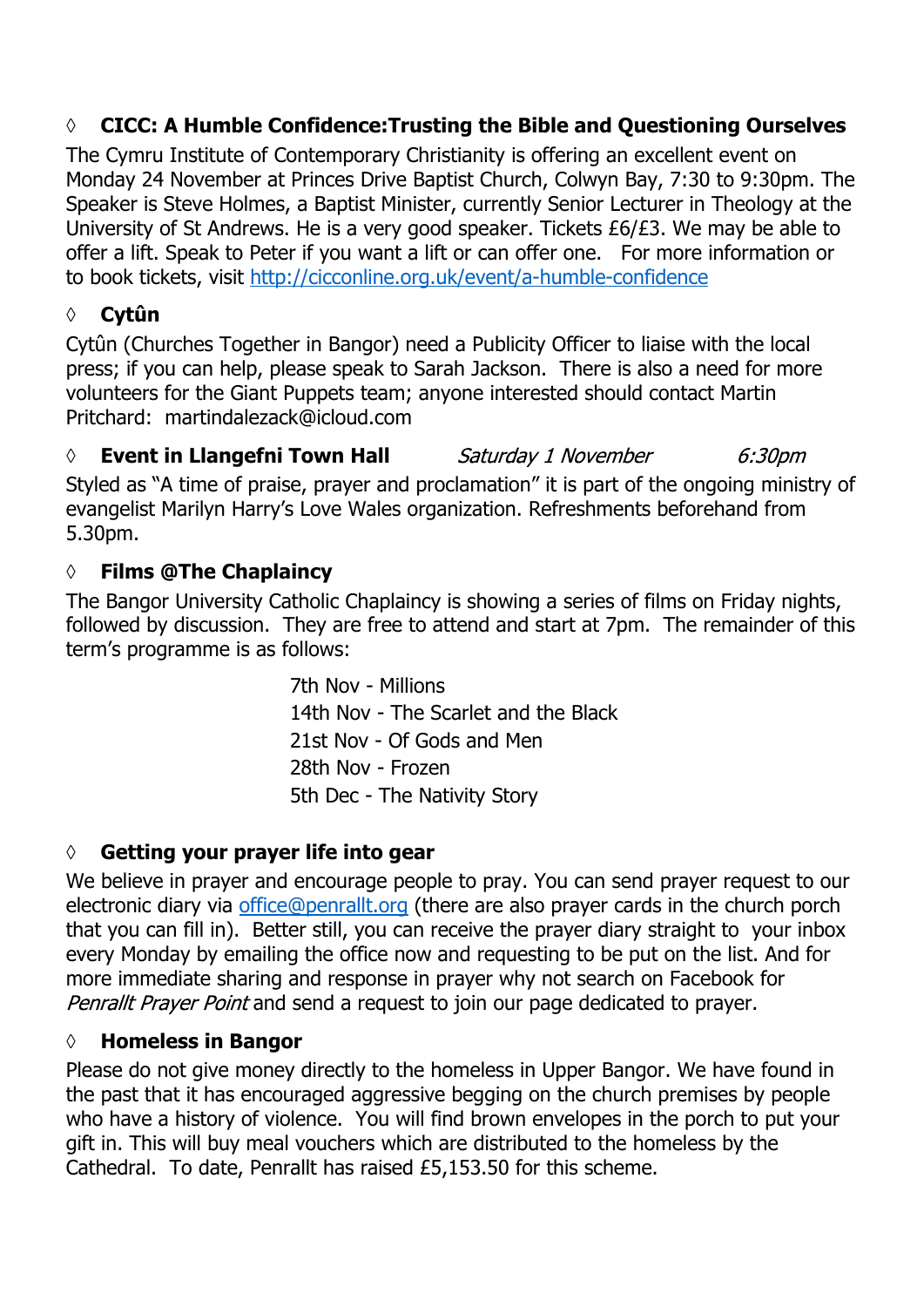◊ **CICC: A Humble Confidence:Trusting the Bible and Questioning Ourselves**

The Cymru Institute of Contemporary Christianity is offering an excellent event on Monday 24 November at Princes Drive Baptist Church, Colwyn Bay, 7:30 to 9:30pm. The Speaker is Steve Holmes, a Baptist Minister, currently Senior Lecturer in Theology at the University of St Andrews. He is a very good speaker. Tickets £6/£3. We may be able to offer a lift. Speak to Peter if you want a lift or can offer one. For more information or to book tickets, visit [http://cicconline.org.uk/event/a-humble-confidence](http://cicconline.org.uk/event/a-humble-confidence)

◊ **Cytûn**

Cytûn (Churches Together in Bangor) need a Publicity Officer to liaise with the local press; if you can help, please speak to Sarah Jackson. There is also a need for more volunteers for the Giant Puppets team; anyone interested should contact Martin Pritchard: martindalezack@icloud.com

◊ **Event in Llangefni Town Hall** *Saturday 1 November* *6:30pm*

Styled as "A time of praise, prayer and proclamation" it is part of the ongoing ministry of evangelist Marilyn Harry's Love Wales organization. Refreshments beforehand from 5.30pm.

◊ **Films @The Chaplaincy**

The Bangor University Catholic Chaplaincy is showing a series of films on Friday nights, followed by discussion. They are free to attend and start at 7pm. The remainder of this term's programme is as follows:

7th Nov - Millions
14th Nov - The Scarlet and the Black
21st Nov - Of Gods and Men
28th Nov - Frozen
5th Dec - The Nativity Story

◊ **Getting your prayer life into gear**

We believe in prayer and encourage people to pray. You can send prayer request to our electronic diary via [office@penrallt.org](mailto:office@penrallt.org) (there are also prayer cards in the church porch that you can fill in). Better still, you can receive the prayer diary straight to your inbox every Monday by emailing the office now and requesting to be put on the list. And for more immediate sharing and response in prayer why not search on Facebook for *Penrallt Prayer Point* and send a request to join our page dedicated to prayer.

◊ **Homeless in Bangor**

Please do not give money directly to the homeless in Upper Bangor. We have found in the past that it has encouraged aggressive begging on the church premises by people who have a history of violence. You will find brown envelopes in the porch to put your gift in. This will buy meal vouchers which are distributed to the homeless by the Cathedral. To date, Penrallt has raised £5,153.50 for this scheme.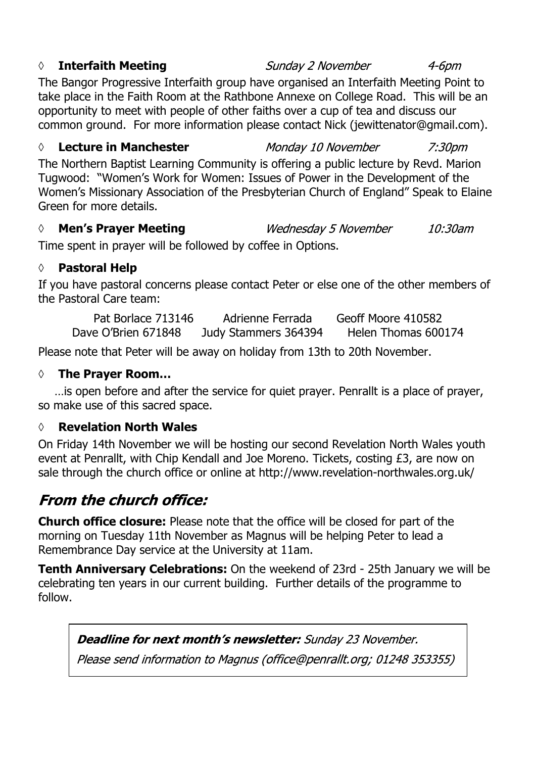◊ **Interfaith Meeting** *Sunday 2 November* *4-6pm*

The Bangor Progressive Interfaith group have organised an Interfaith Meeting Point to take place in the Faith Room at the Rathbone Annexe on College Road. This will be an opportunity to meet with people of other faiths over a cup of tea and discuss our common ground. For more information please contact Nick (jewittenator@gmail.com).

◊ **Lecture in Manchester** *Monday 10 November* *7:30pm*

The Northern Baptist Learning Community is offering a public lecture by Revd. Marion Tugwood: "Women's Work for Women: Issues of Power in the Development of the Women's Missionary Association of the Presbyterian Church of England" Speak to Elaine Green for more details.

◊ **Men's Prayer Meeting** *Wednesday 5 November* *10:30am*

Time spent in prayer will be followed by coffee in Options.

◊ **Pastoral Help**

If you have pastoral concerns please contact Peter or else one of the other members of the Pastoral Care team:

| | | |
|---|---|---|
| Pat Borlace 713146 | Adrienne Ferrada | Geoff Moore 410582 |
| Dave O'Brien 671848 | Judy Stammers 364394 | Helen Thomas 600174 |

Please note that Peter will be away on holiday from 13th to 20th November.

◊ **The Prayer Room…**

…is open before and after the service for quiet prayer. Penrallt is a place of prayer, so make use of this sacred space.

◊ **Revelation North Wales**

On Friday 14th November we will be hosting our second Revelation North Wales youth event at Penrallt, with Chip Kendall and Joe Moreno. Tickets, costing £3, are now on sale through the church office or online at http://www.revelation-northwales.org.uk/

## *From the church office:*

**Church office closure:** Please note that the office will be closed for part of the morning on Tuesday 11th November as Magnus will be helping Peter to lead a Remembrance Day service at the University at 11am.

**Tenth Anniversary Celebrations:** On the weekend of 23rd - 25th January we will be celebrating ten years in our current building. Further details of the programme to follow.

***Deadline for next month's newsletter:*** *Sunday 23 November.*

*Please send information to Magnus (office@penrallt.org; 01248 353355)*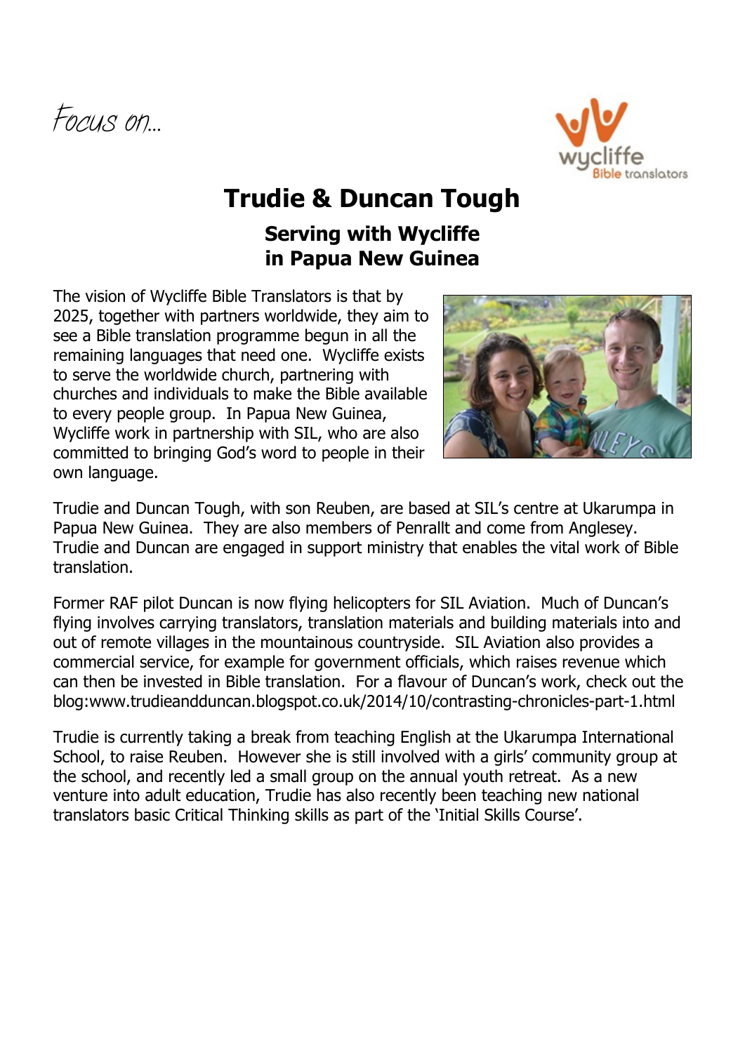*Focus on...*

# Trudie & Duncan Tough

## Serving with Wycliffe in Papua New Guinea

The vision of Wycliffe Bible Translators is that by 2025, together with partners worldwide, they aim to see a Bible translation programme begun in all the remaining languages that need one. Wycliffe exists to serve the worldwide church, partnering with churches and individuals to make the Bible available to every people group. In Papua New Guinea, Wycliffe work in partnership with SIL, who are also committed to bringing God's word to people in their own language.

Trudie and Duncan Tough, with son Reuben, are based at SIL's centre at Ukarumpa in Papua New Guinea. They are also members of Penrallt and come from Anglesey. Trudie and Duncan are engaged in support ministry that enables the vital work of Bible translation.

Former RAF pilot Duncan is now flying helicopters for SIL Aviation. Much of Duncan's flying involves carrying translators, translation materials and building materials into and out of remote villages in the mountainous countryside. SIL Aviation also provides a commercial service, for example for government officials, which raises revenue which can then be invested in Bible translation. For a flavour of Duncan's work, check out the blog:www.trudieandduncan.blogspot.co.uk/2014/10/contrasting-chronicles-part-1.html

Trudie is currently taking a break from teaching English at the Ukarumpa International School, to raise Reuben. However she is still involved with a girls' community group at the school, and recently led a small group on the annual youth retreat. As a new venture into adult education, Trudie has also recently been teaching new national translators basic Critical Thinking skills as part of the 'Initial Skills Course'.